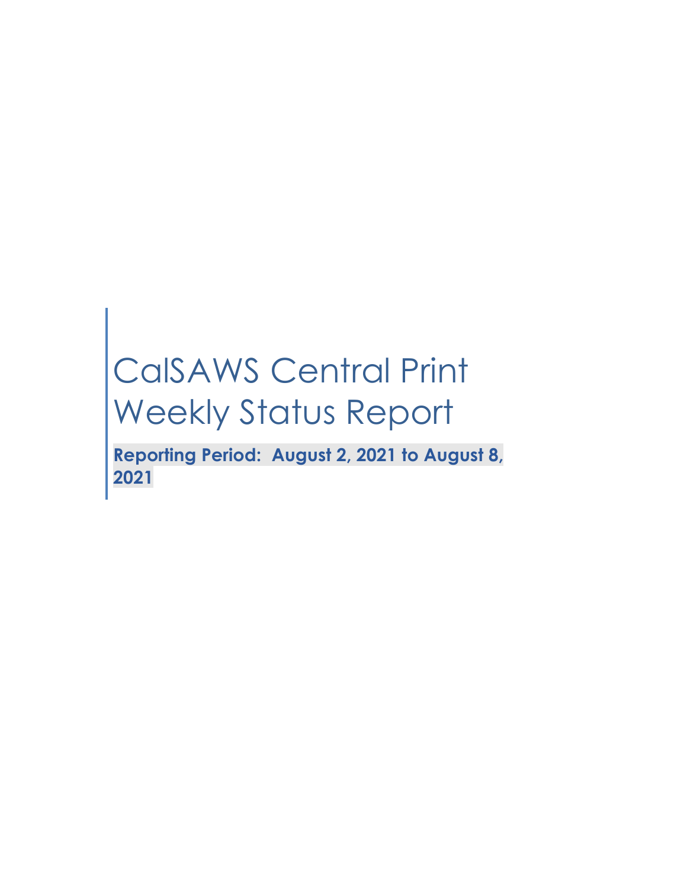# CalSAWS Central Print Weekly Status Report

**Reporting Period: August 2, 2021 to August 8, 2021**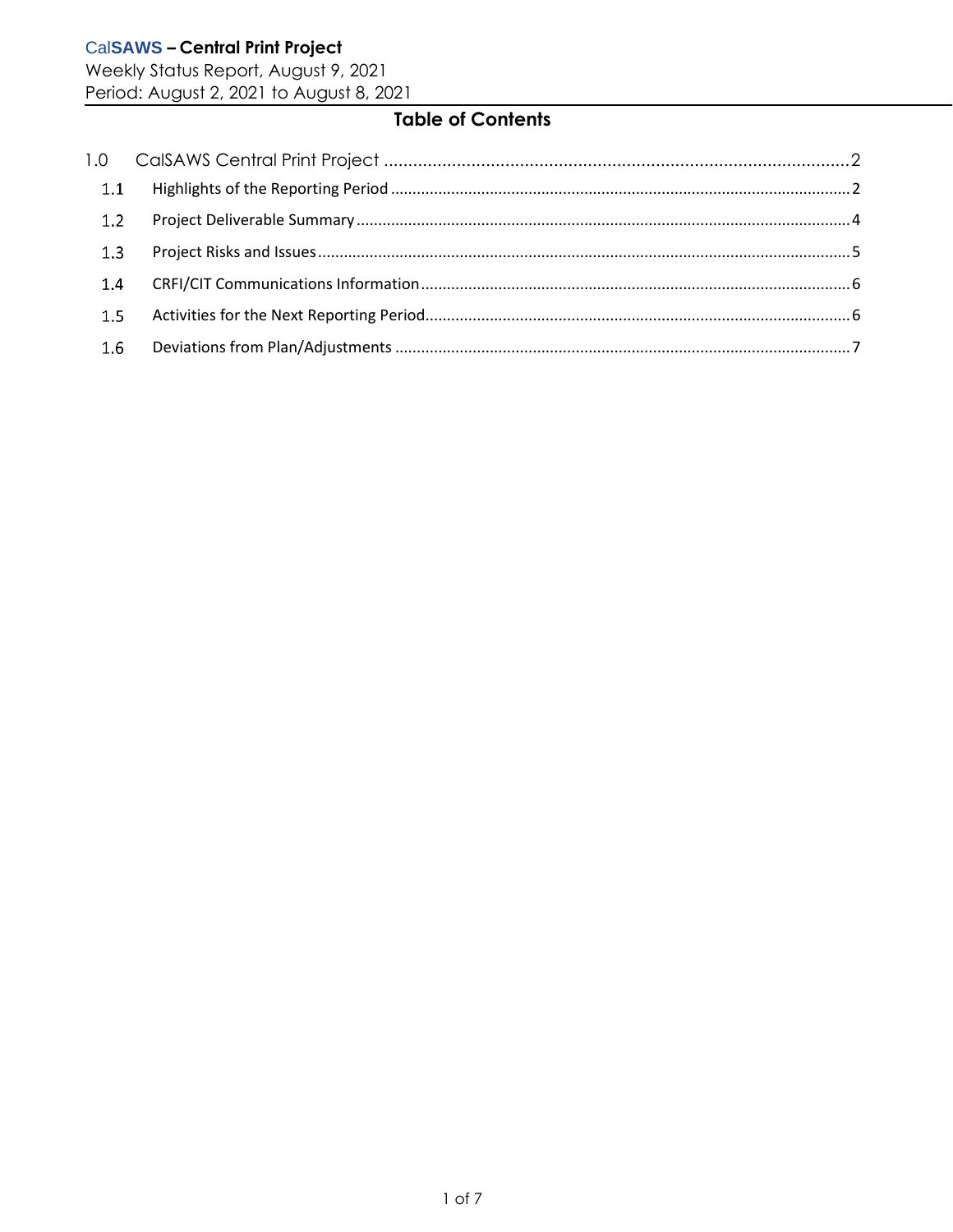# Table of Contents

1.0 CalSAWS Central Print Project ........................................................................................ 2

- 1.1 Highlights of the Reporting Period ........................................................................................ 2
- 1.2 Project Deliverable Summary ........................................................................................ 4
- 1.3 Project Risks and Issues ........................................................................................ 5
- 1.4 CRFI/CIT Communications Information ........................................................................................ 6
- 1.5 Activities for the Next Reporting Period ........................................................................................ 6
- 1.6 Deviations from Plan/Adjustments ........................................................................................ 7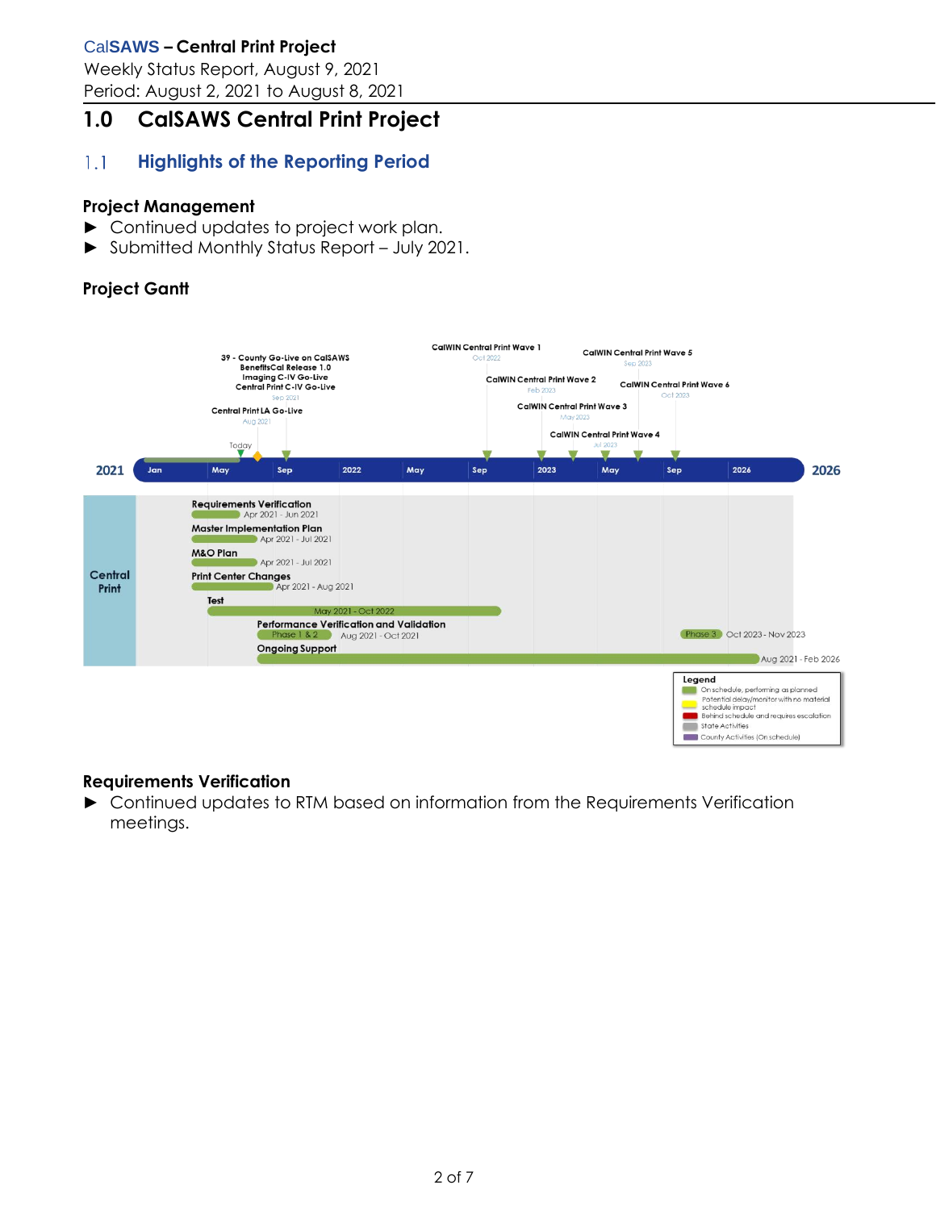# 1.0 CalSAWS Central Print Project

## 1.1 Highlights of the Reporting Period

### Project Management

- ► Continued updates to project work plan.
- ► Submitted Monthly Status Report – July 2021.

### Project Gantt

39 - County Go-Live on CalSAWS
BenefitsCal Release 1.0
Imaging C-IV Go-Live
Central Print C-IV Go-Live
Sep 2021

Central Print LA Go-Live
Aug 2021

CalWIN Central Print Wave 1
Oct 2022

CalWIN Central Print Wave 2
Feb 2023

CalWIN Central Print Wave 3
May 2023

CalWIN Central Print Wave 4
Jul 2023

CalWIN Central Print Wave 5
Sep 2023

CalWIN Central Print Wave 6
Oct 2023

Today

2021 | Jan | May | Sep | 2022 | May | Sep | 2023 | May | Sep | 2026 | 2026

**Central Print**

- Requirements Verification — Apr 2021 - Jun 2021
- Master Implementation Plan — Apr 2021 - Jul 2021
- M&O Plan — Apr 2021 - Jul 2021
- Print Center Changes — Apr 2021 - Aug 2021
- Test — May 2021 - Oct 2022
- Performance Verification and Validation — Phase 1 & 2: Aug 2021 - Oct 2021; Phase 3: Oct 2023 - Nov 2023
- Ongoing Support — Aug 2021 - Feb 2026

Legend
- On schedule, performing as planned
- Potential delay/monitor with no material schedule impact
- Behind schedule and requires escalation
- State Activities
- County Activities (On schedule)

### Requirements Verification

- ► Continued updates to RTM based on information from the Requirements Verification meetings.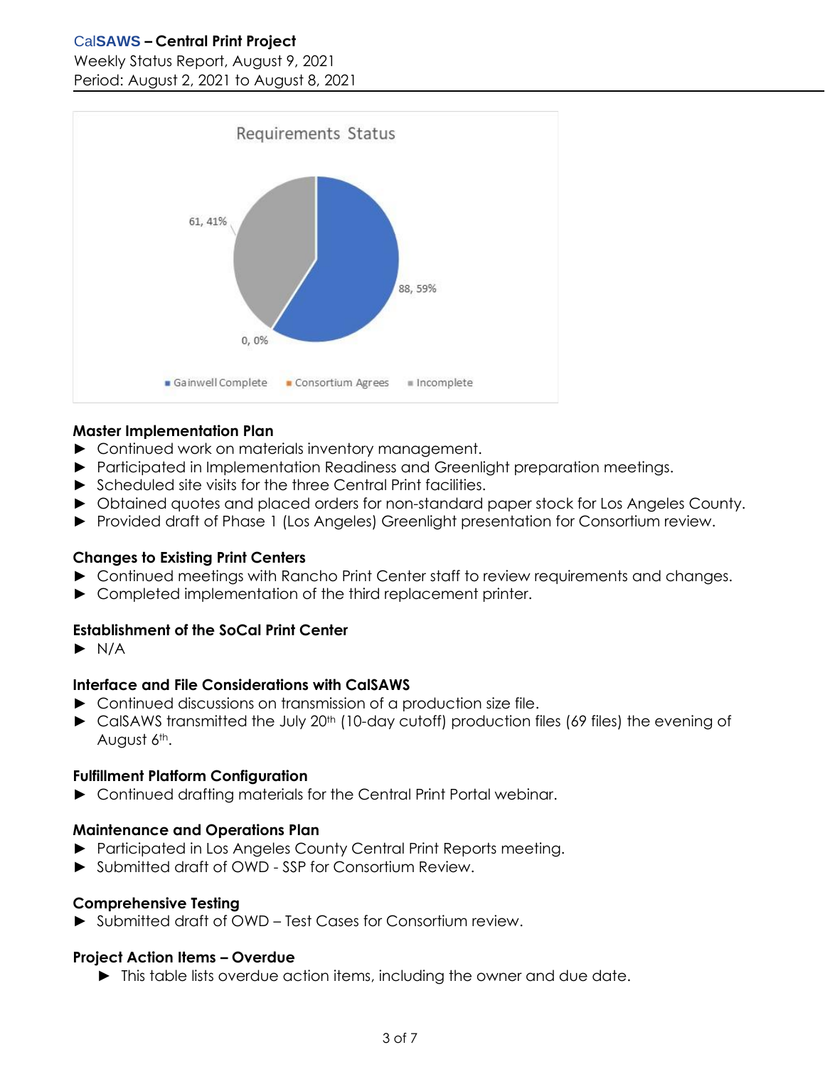Requirements Status

61, 41%

88, 59%

0, 0%

Gainwell Complete · Consortium Agrees · Incomplete

### Master Implementation Plan

- ► Continued work on materials inventory management.
- ► Participated in Implementation Readiness and Greenlight preparation meetings.
- ► Scheduled site visits for the three Central Print facilities.
- ► Obtained quotes and placed orders for non-standard paper stock for Los Angeles County.
- ► Provided draft of Phase 1 (Los Angeles) Greenlight presentation for Consortium review.

### Changes to Existing Print Centers

- ► Continued meetings with Rancho Print Center staff to review requirements and changes.
- ► Completed implementation of the third replacement printer.

### Establishment of the SoCal Print Center

- ► N/A

### Interface and File Considerations with CalSAWS

- ► Continued discussions on transmission of a production size file.
- ► CalSAWS transmitted the July 20th (10-day cutoff) production files (69 files) the evening of August 6th.

### Fulfillment Platform Configuration

- ► Continued drafting materials for the Central Print Portal webinar.

### Maintenance and Operations Plan

- ► Participated in Los Angeles County Central Print Reports meeting.
- ► Submitted draft of OWD - SSP for Consortium Review.

### Comprehensive Testing

- ► Submitted draft of OWD – Test Cases for Consortium review.

### Project Action Items – Overdue

- ► This table lists overdue action items, including the owner and due date.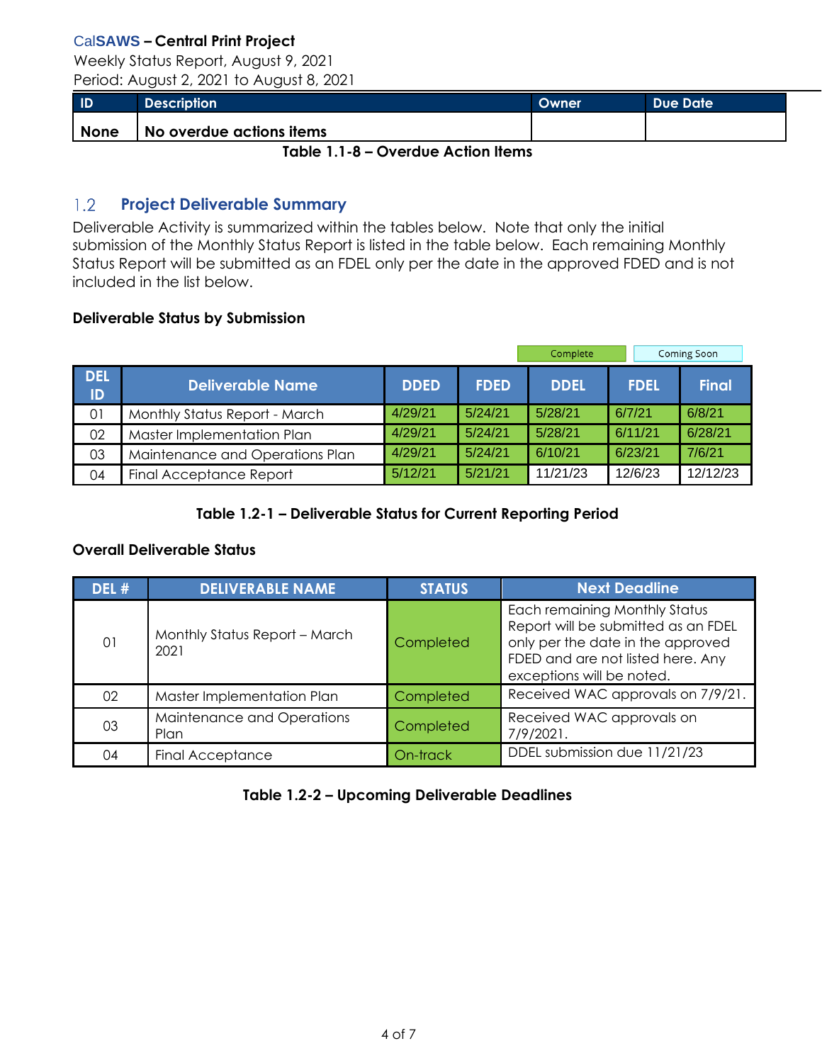| ID | Description | Owner | Due Date |
|---|---|---|---|
| None | No overdue actions items | | |

**Table 1.1-8 – Overdue Action Items**

## 1.2 Project Deliverable Summary

Deliverable Activity is summarized within the tables below. Note that only the initial submission of the Monthly Status Report is listed in the table below. Each remaining Monthly Status Report will be submitted as an FDEL only per the date in the approved FDED and is not included in the list below.

**Deliverable Status by Submission**

Complete | Coming Soon

| DEL ID | Deliverable Name | DDED | FDED | DDEL | FDEL | Final |
|---|---|---|---|---|---|---|
| 01 | Monthly Status Report - March | 4/29/21 | 5/24/21 | 5/28/21 | 6/7/21 | 6/8/21 |
| 02 | Master Implementation Plan | 4/29/21 | 5/24/21 | 5/28/21 | 6/11/21 | 6/28/21 |
| 03 | Maintenance and Operations Plan | 4/29/21 | 5/24/21 | 6/10/21 | 6/23/21 | 7/6/21 |
| 04 | Final Acceptance Report | 5/12/21 | 5/21/21 | 11/21/23 | 12/6/23 | 12/12/23 |

**Table 1.2-1 – Deliverable Status for Current Reporting Period**

**Overall Deliverable Status**

| DEL # | DELIVERABLE NAME | STATUS | Next Deadline |
|---|---|---|---|
| 01 | Monthly Status Report – March 2021 | Completed | Each remaining Monthly Status Report will be submitted as an FDEL only per the date in the approved FDED and are not listed here. Any exceptions will be noted. |
| 02 | Master Implementation Plan | Completed | Received WAC approvals on 7/9/21. |
| 03 | Maintenance and Operations Plan | Completed | Received WAC approvals on 7/9/2021. |
| 04 | Final Acceptance | On-track | DDEL submission due 11/21/23 |

**Table 1.2-2 – Upcoming Deliverable Deadlines**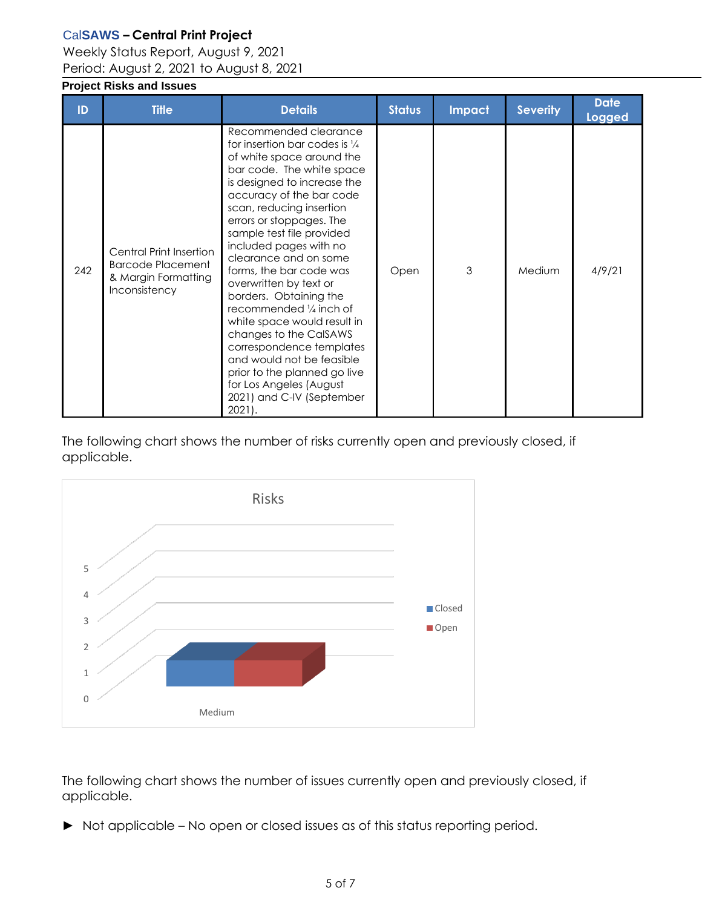## Project Risks and Issues

| ID | Title | Details | Status | Impact | Severity | Date Logged |
|---|---|---|---|---|---|---|
| 242 | Central Print Insertion Barcode Placement & Margin Formatting Inconsistency | Recommended clearance for insertion bar codes is ¼ of white space around the bar code. The white space is designed to increase the accuracy of the bar code scan, reducing insertion errors or stoppages. The sample test file provided included pages with no clearance and on some forms, the bar code was overwritten by text or borders. Obtaining the recommended ¼ inch of white space would result in changes to the CalSAWS correspondence templates and would not be feasible prior to the planned go live for Los Angeles (August 2021) and C-IV (September 2021). | Open | 3 | Medium | 4/9/21 |

The following chart shows the number of risks currently open and previously closed, if applicable.

Risks

| Severity | Closed | Open |
|---|---|---|
| Medium | 1 | 1 |

The following chart shows the number of issues currently open and previously closed, if applicable.

► Not applicable – No open or closed issues as of this status reporting period.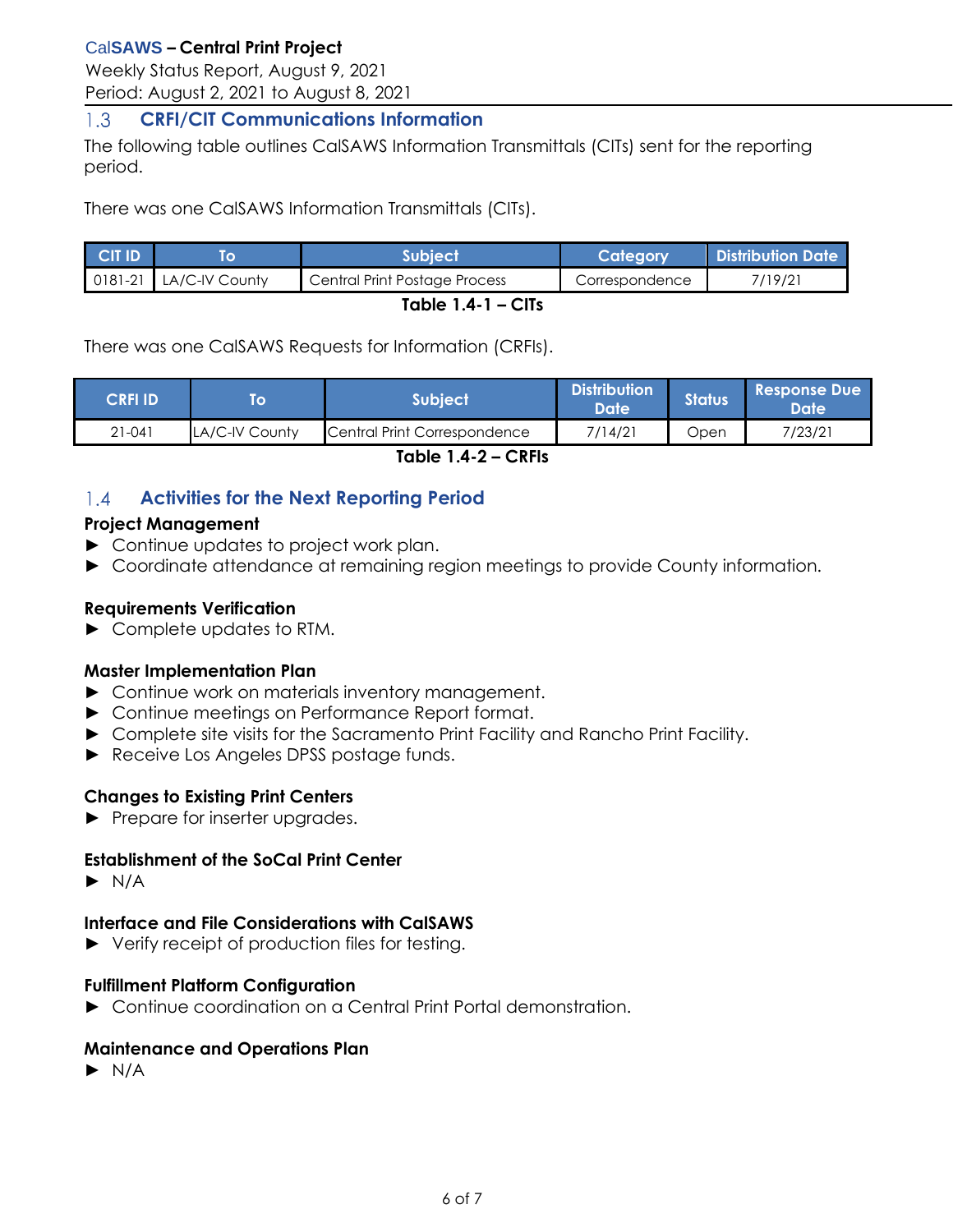## 1.3 CRFI/CIT Communications Information

The following table outlines CalSAWS Information Transmittals (CITs) sent for the reporting period.

There was one CalSAWS Information Transmittals (CITs).

| CIT ID | To | Subject | Category | Distribution Date |
|---|---|---|---|---|
| 0181-21 | LA/C-IV County | Central Print Postage Process | Correspondence | 7/19/21 |

**Table 1.4-1 – CITs**

There was one CalSAWS Requests for Information (CRFIs).

| CRFI ID | To | Subject | Distribution Date | Status | Response Due Date |
|---|---|---|---|---|---|
| 21-041 | LA/C-IV County | Central Print Correspondence | 7/14/21 | Open | 7/23/21 |

**Table 1.4-2 – CRFIs**

## 1.4 Activities for the Next Reporting Period

**Project Management**

- Continue updates to project work plan.
- Coordinate attendance at remaining region meetings to provide County information.

**Requirements Verification**

- Complete updates to RTM.

**Master Implementation Plan**

- Continue work on materials inventory management.
- Continue meetings on Performance Report format.
- Complete site visits for the Sacramento Print Facility and Rancho Print Facility.
- Receive Los Angeles DPSS postage funds.

**Changes to Existing Print Centers**

- Prepare for inserter upgrades.

**Establishment of the SoCal Print Center**

- N/A

**Interface and File Considerations with CalSAWS**

- Verify receipt of production files for testing.

**Fulfillment Platform Configuration**

- Continue coordination on a Central Print Portal demonstration.

**Maintenance and Operations Plan**

- N/A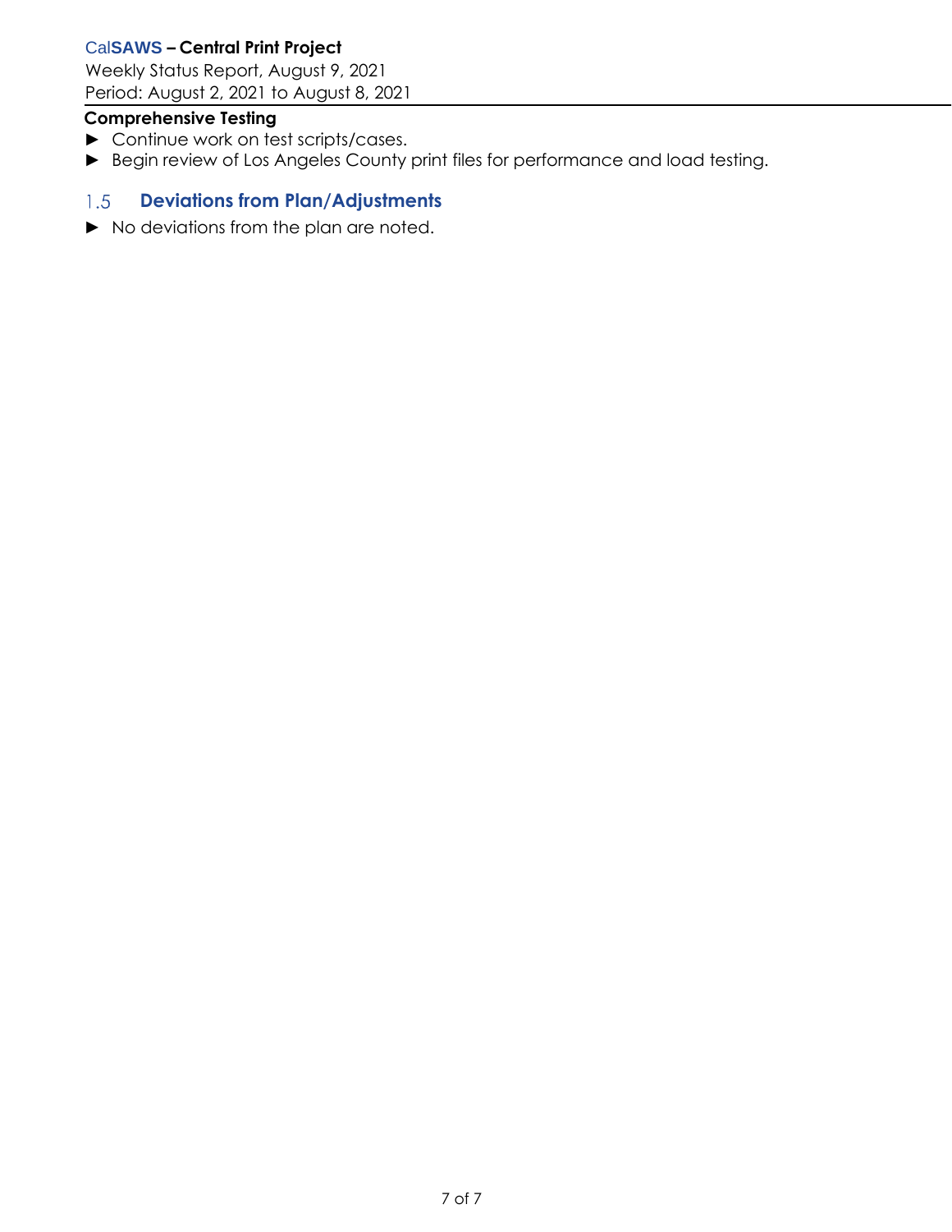**Comprehensive Testing**

- ► Continue work on test scripts/cases.
- ► Begin review of Los Angeles County print files for performance and load testing.

## 1.5 Deviations from Plan/Adjustments

- ► No deviations from the plan are noted.